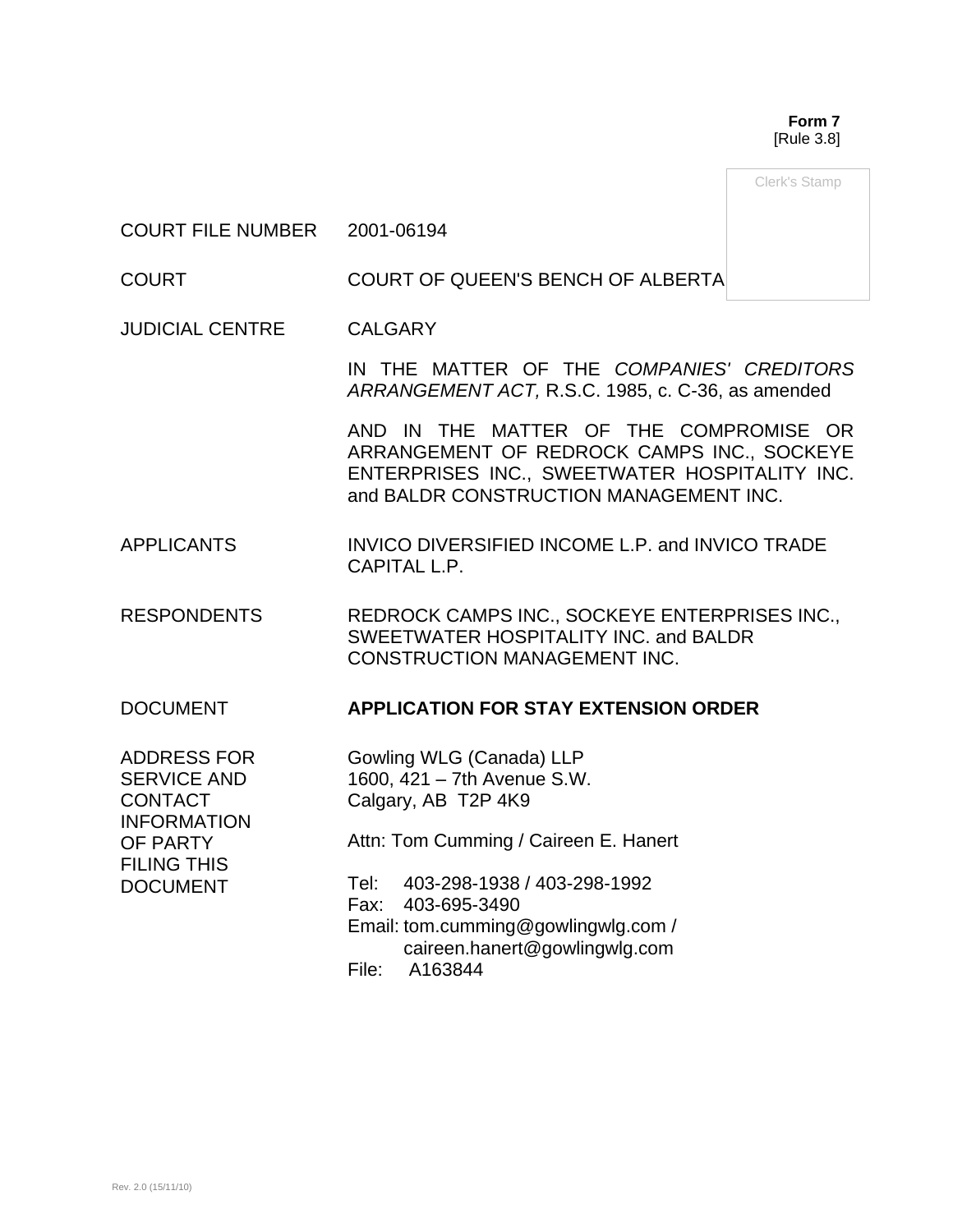**Form 7**
[Rule 3.8]

Clerk's Stamp

| | |
|---|---|
| COURT FILE NUMBER | 2001-06194 |
| COURT | COURT OF QUEEN'S BENCH OF ALBERTA |
| JUDICIAL CENTRE | CALGARY |
| | IN THE MATTER OF THE *COMPANIES' CREDITORS ARRANGEMENT ACT,* R.S.C. 1985, c. C-36, as amended |
| | AND IN THE MATTER OF THE COMPROMISE OR ARRANGEMENT OF REDROCK CAMPS INC., SOCKEYE ENTERPRISES INC., SWEETWATER HOSPITALITY INC. and BALDR CONSTRUCTION MANAGEMENT INC. |
| APPLICANTS | INVICO DIVERSIFIED INCOME L.P. and INVICO TRADE CAPITAL L.P. |
| RESPONDENTS | REDROCK CAMPS INC., SOCKEYE ENTERPRISES INC., SWEETWATER HOSPITALITY INC. and BALDR CONSTRUCTION MANAGEMENT INC. |
| DOCUMENT | **APPLICATION FOR STAY EXTENSION ORDER** |
| ADDRESS FOR SERVICE AND CONTACT INFORMATION OF PARTY FILING THIS DOCUMENT | Gowling WLG (Canada) LLP<br>1600, 421 – 7th Avenue S.W.<br>Calgary, AB T2P 4K9<br><br>Attn: Tom Cumming / Caireen E. Hanert<br><br>Tel: 403-298-1938 / 403-298-1992<br>Fax: 403-695-3490<br>Email: tom.cumming@gowlingwlg.com / caireen.hanert@gowlingwlg.com<br>File: A163844 |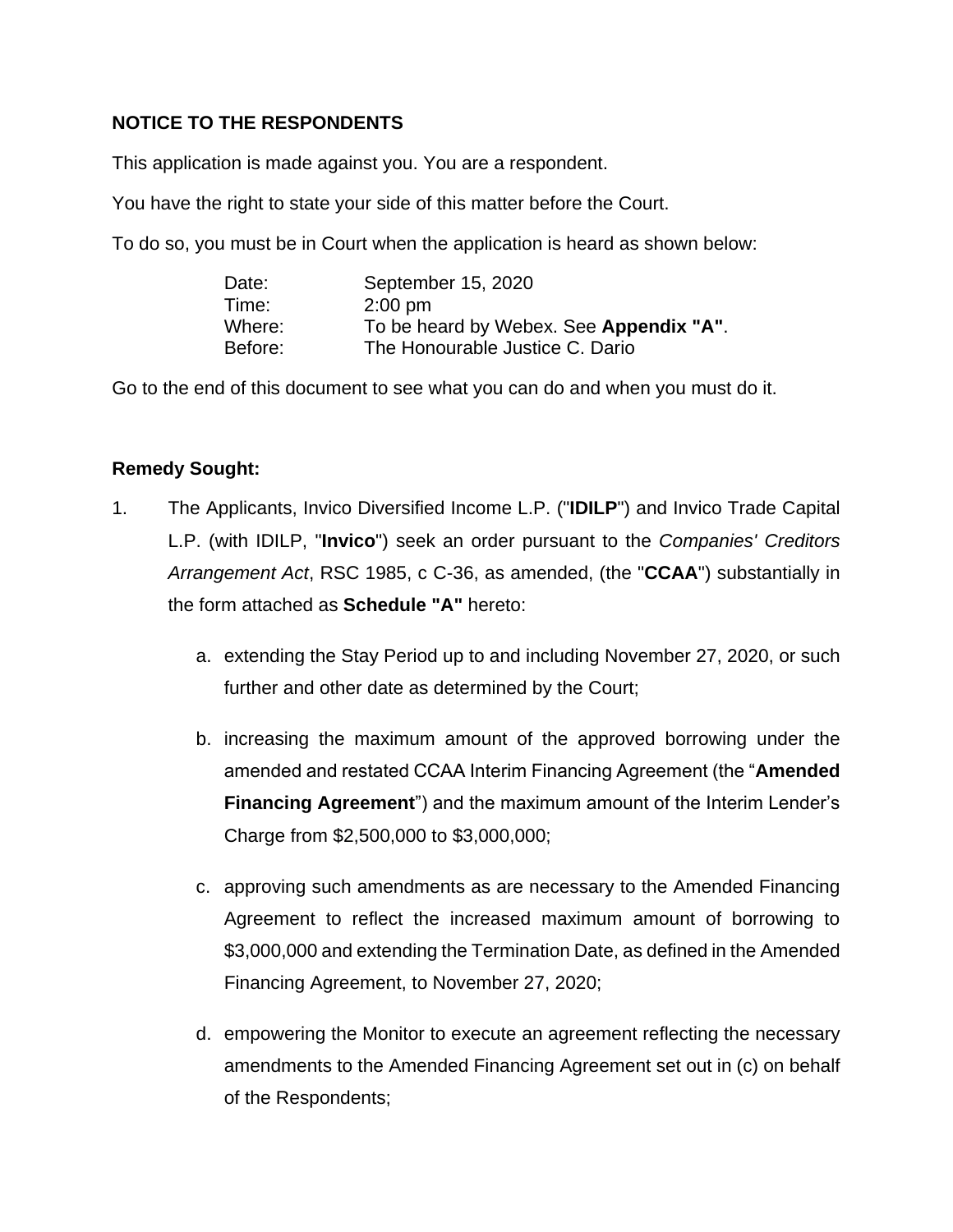**NOTICE TO THE RESPONDENTS**

This application is made against you. You are a respondent.

You have the right to state your side of this matter before the Court.

To do so, you must be in Court when the application is heard as shown below:

| | |
|---|---|
| Date: | September 15, 2020 |
| Time: | 2:00 pm |
| Where: | To be heard by Webex. See **Appendix "A"**. |
| Before: | The Honourable Justice C. Dario |

Go to the end of this document to see what you can do and when you must do it.

**Remedy Sought:**

1. The Applicants, Invico Diversified Income L.P. ("**IDILP**") and Invico Trade Capital L.P. (with IDILP, "**Invico**") seek an order pursuant to the *Companies' Creditors Arrangement Act*, RSC 1985, c C-36, as amended, (the "**CCAA**") substantially in the form attached as **Schedule "A"** hereto:

    a. extending the Stay Period up to and including November 27, 2020, or such further and other date as determined by the Court;

    b. increasing the maximum amount of the approved borrowing under the amended and restated CCAA Interim Financing Agreement (the "**Amended Financing Agreement**") and the maximum amount of the Interim Lender's Charge from $2,500,000 to $3,000,000;

    c. approving such amendments as are necessary to the Amended Financing Agreement to reflect the increased maximum amount of borrowing to $3,000,000 and extending the Termination Date, as defined in the Amended Financing Agreement, to November 27, 2020;

    d. empowering the Monitor to execute an agreement reflecting the necessary amendments to the Amended Financing Agreement set out in (c) on behalf of the Respondents;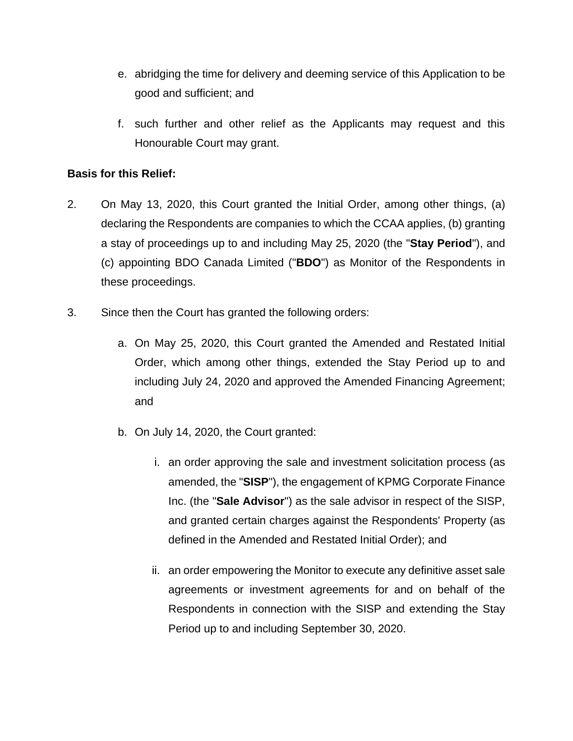e. abridging the time for delivery and deeming service of this Application to be good and sufficient; and

f. such further and other relief as the Applicants may request and this Honourable Court may grant.

**Basis for this Relief:**

2. On May 13, 2020, this Court granted the Initial Order, among other things, (a) declaring the Respondents are companies to which the CCAA applies, (b) granting a stay of proceedings up to and including May 25, 2020 (the "**Stay Period**"), and (c) appointing BDO Canada Limited ("**BDO**") as Monitor of the Respondents in these proceedings.

3. Since then the Court has granted the following orders:

   a. On May 25, 2020, this Court granted the Amended and Restated Initial Order, which among other things, extended the Stay Period up to and including July 24, 2020 and approved the Amended Financing Agreement; and

   b. On July 14, 2020, the Court granted:

      i. an order approving the sale and investment solicitation process (as amended, the "**SISP**"), the engagement of KPMG Corporate Finance Inc. (the "**Sale Advisor**") as the sale advisor in respect of the SISP, and granted certain charges against the Respondents' Property (as defined in the Amended and Restated Initial Order); and

      ii. an order empowering the Monitor to execute any definitive asset sale agreements or investment agreements for and on behalf of the Respondents in connection with the SISP and extending the Stay Period up to and including September 30, 2020.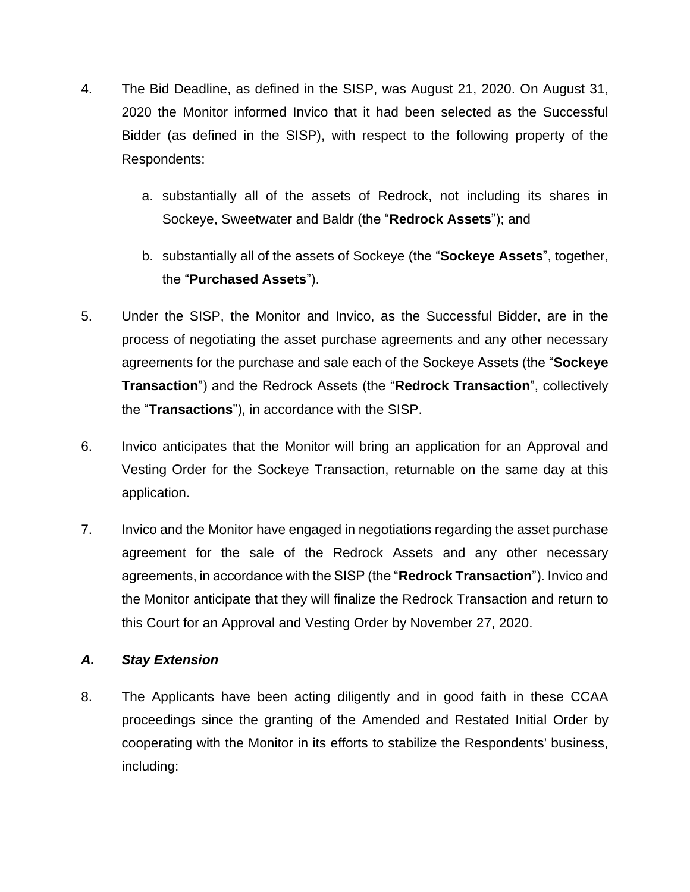4. The Bid Deadline, as defined in the SISP, was August 21, 2020. On August 31, 2020 the Monitor informed Invico that it had been selected as the Successful Bidder (as defined in the SISP), with respect to the following property of the Respondents:

   a. substantially all of the assets of Redrock, not including its shares in Sockeye, Sweetwater and Baldr (the "**Redrock Assets**"); and

   b. substantially all of the assets of Sockeye (the "**Sockeye Assets**", together, the "**Purchased Assets**").

5. Under the SISP, the Monitor and Invico, as the Successful Bidder, are in the process of negotiating the asset purchase agreements and any other necessary agreements for the purchase and sale each of the Sockeye Assets (the "**Sockeye Transaction**") and the Redrock Assets (the "**Redrock Transaction**", collectively the "**Transactions**"), in accordance with the SISP.

6. Invico anticipates that the Monitor will bring an application for an Approval and Vesting Order for the Sockeye Transaction, returnable on the same day at this application.

7. Invico and the Monitor have engaged in negotiations regarding the asset purchase agreement for the sale of the Redrock Assets and any other necessary agreements, in accordance with the SISP (the "**Redrock Transaction**"). Invico and the Monitor anticipate that they will finalize the Redrock Transaction and return to this Court for an Approval and Vesting Order by November 27, 2020.

### *A. Stay Extension*

8. The Applicants have been acting diligently and in good faith in these CCAA proceedings since the granting of the Amended and Restated Initial Order by cooperating with the Monitor in its efforts to stabilize the Respondents' business, including: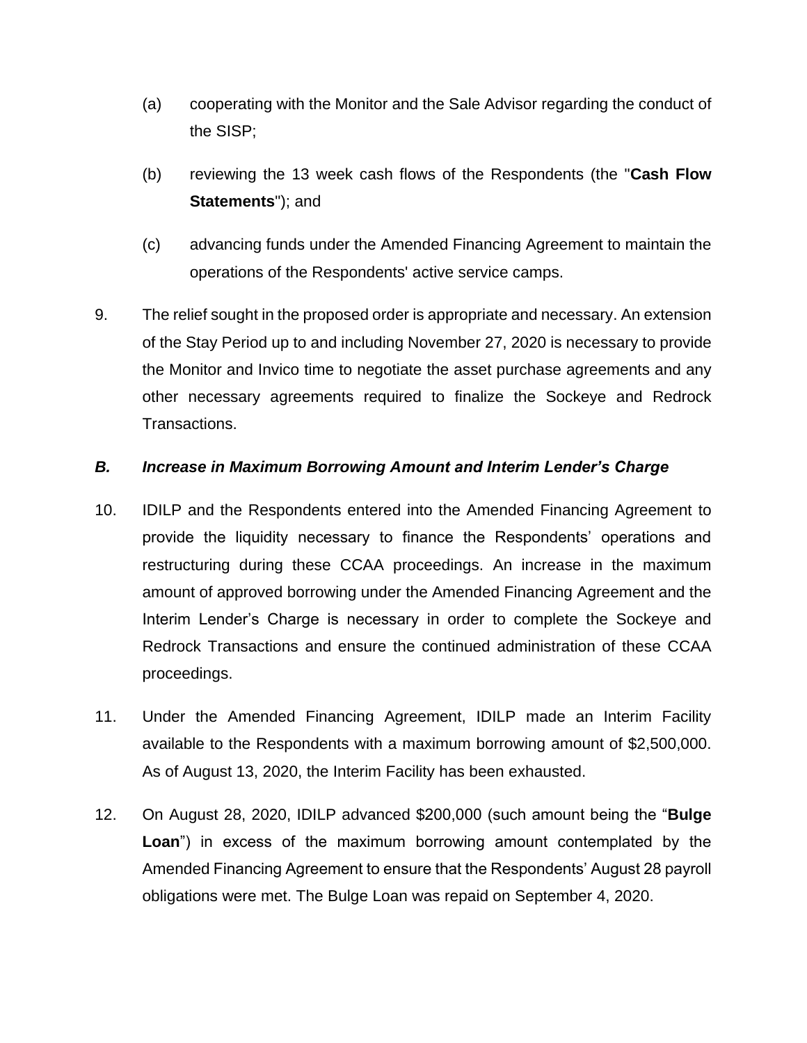(a) cooperating with the Monitor and the Sale Advisor regarding the conduct of the SISP;

(b) reviewing the 13 week cash flows of the Respondents (the "**Cash Flow Statements**"); and

(c) advancing funds under the Amended Financing Agreement to maintain the operations of the Respondents' active service camps.

9. The relief sought in the proposed order is appropriate and necessary. An extension of the Stay Period up to and including November 27, 2020 is necessary to provide the Monitor and Invico time to negotiate the asset purchase agreements and any other necessary agreements required to finalize the Sockeye and Redrock Transactions.

### *B. Increase in Maximum Borrowing Amount and Interim Lender's Charge*

10. IDILP and the Respondents entered into the Amended Financing Agreement to provide the liquidity necessary to finance the Respondents' operations and restructuring during these CCAA proceedings. An increase in the maximum amount of approved borrowing under the Amended Financing Agreement and the Interim Lender's Charge is necessary in order to complete the Sockeye and Redrock Transactions and ensure the continued administration of these CCAA proceedings.

11. Under the Amended Financing Agreement, IDILP made an Interim Facility available to the Respondents with a maximum borrowing amount of $2,500,000. As of August 13, 2020, the Interim Facility has been exhausted.

12. On August 28, 2020, IDILP advanced $200,000 (such amount being the "**Bulge Loan**") in excess of the maximum borrowing amount contemplated by the Amended Financing Agreement to ensure that the Respondents' August 28 payroll obligations were met. The Bulge Loan was repaid on September 4, 2020.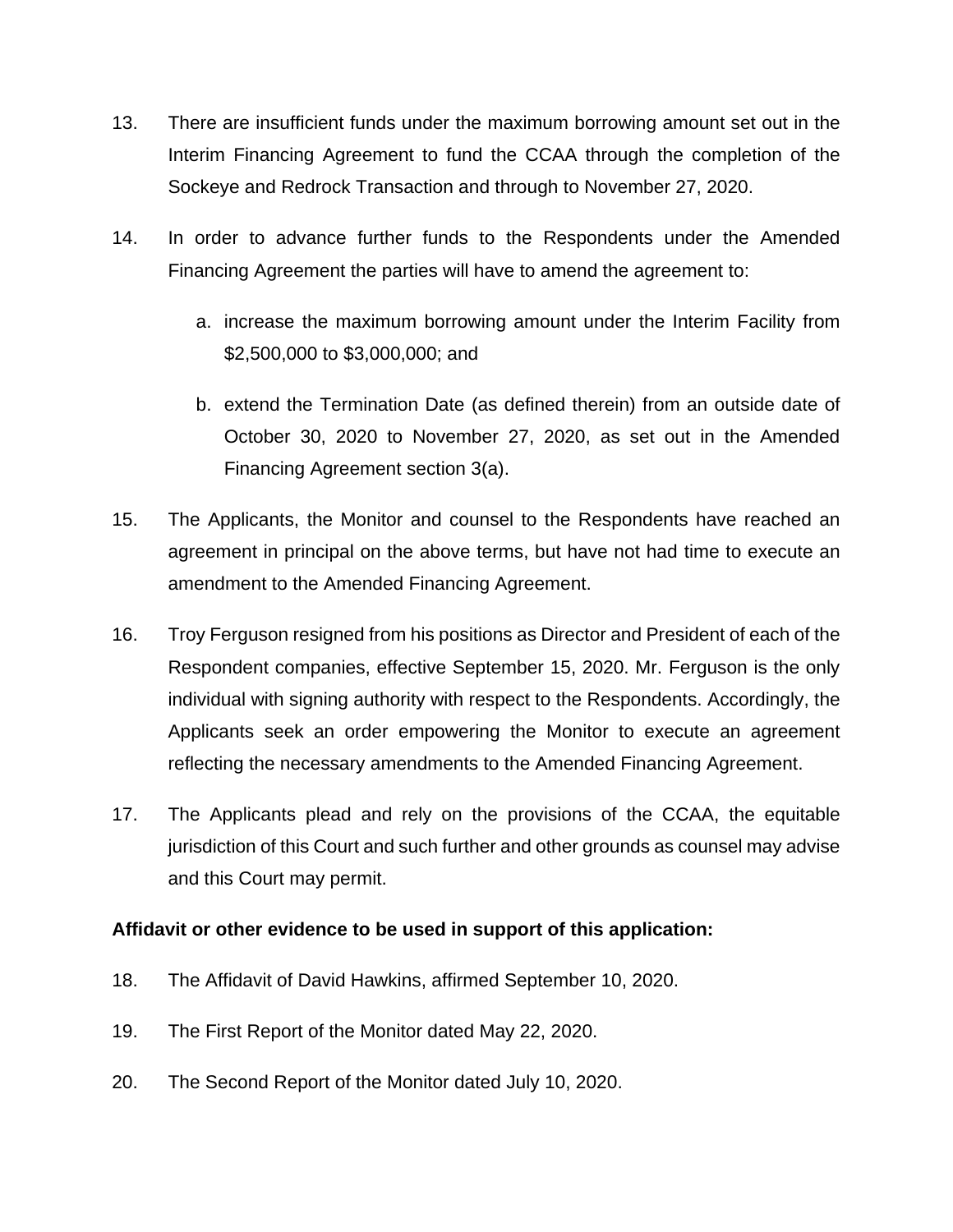13. There are insufficient funds under the maximum borrowing amount set out in the Interim Financing Agreement to fund the CCAA through the completion of the Sockeye and Redrock Transaction and through to November 27, 2020.

14. In order to advance further funds to the Respondents under the Amended Financing Agreement the parties will have to amend the agreement to:

    a. increase the maximum borrowing amount under the Interim Facility from $2,500,000 to $3,000,000; and

    b. extend the Termination Date (as defined therein) from an outside date of October 30, 2020 to November 27, 2020, as set out in the Amended Financing Agreement section 3(a).

15. The Applicants, the Monitor and counsel to the Respondents have reached an agreement in principal on the above terms, but have not had time to execute an amendment to the Amended Financing Agreement.

16. Troy Ferguson resigned from his positions as Director and President of each of the Respondent companies, effective September 15, 2020. Mr. Ferguson is the only individual with signing authority with respect to the Respondents. Accordingly, the Applicants seek an order empowering the Monitor to execute an agreement reflecting the necessary amendments to the Amended Financing Agreement.

17. The Applicants plead and rely on the provisions of the CCAA, the equitable jurisdiction of this Court and such further and other grounds as counsel may advise and this Court may permit.

**Affidavit or other evidence to be used in support of this application:**

18. The Affidavit of David Hawkins, affirmed September 10, 2020.

19. The First Report of the Monitor dated May 22, 2020.

20. The Second Report of the Monitor dated July 10, 2020.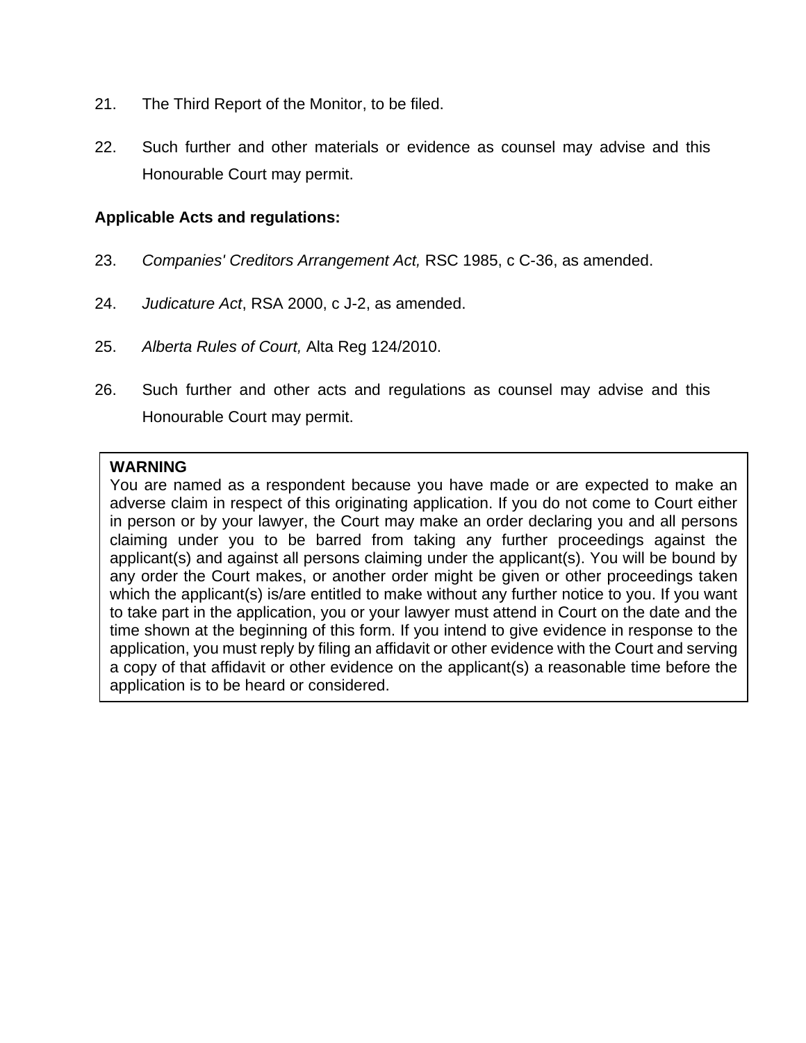21. The Third Report of the Monitor, to be filed.

22. Such further and other materials or evidence as counsel may advise and this Honourable Court may permit.

**Applicable Acts and regulations:**

23. *Companies' Creditors Arrangement Act,* RSC 1985, c C-36, as amended.

24. *Judicature Act*, RSA 2000, c J-2, as amended.

25. *Alberta Rules of Court,* Alta Reg 124/2010.

26. Such further and other acts and regulations as counsel may advise and this Honourable Court may permit.

**WARNING**
You are named as a respondent because you have made or are expected to make an adverse claim in respect of this originating application. If you do not come to Court either in person or by your lawyer, the Court may make an order declaring you and all persons claiming under you to be barred from taking any further proceedings against the applicant(s) and against all persons claiming under the applicant(s). You will be bound by any order the Court makes, or another order might be given or other proceedings taken which the applicant(s) is/are entitled to make without any further notice to you. If you want to take part in the application, you or your lawyer must attend in Court on the date and the time shown at the beginning of this form. If you intend to give evidence in response to the application, you must reply by filing an affidavit or other evidence with the Court and serving a copy of that affidavit or other evidence on the applicant(s) a reasonable time before the application is to be heard or considered.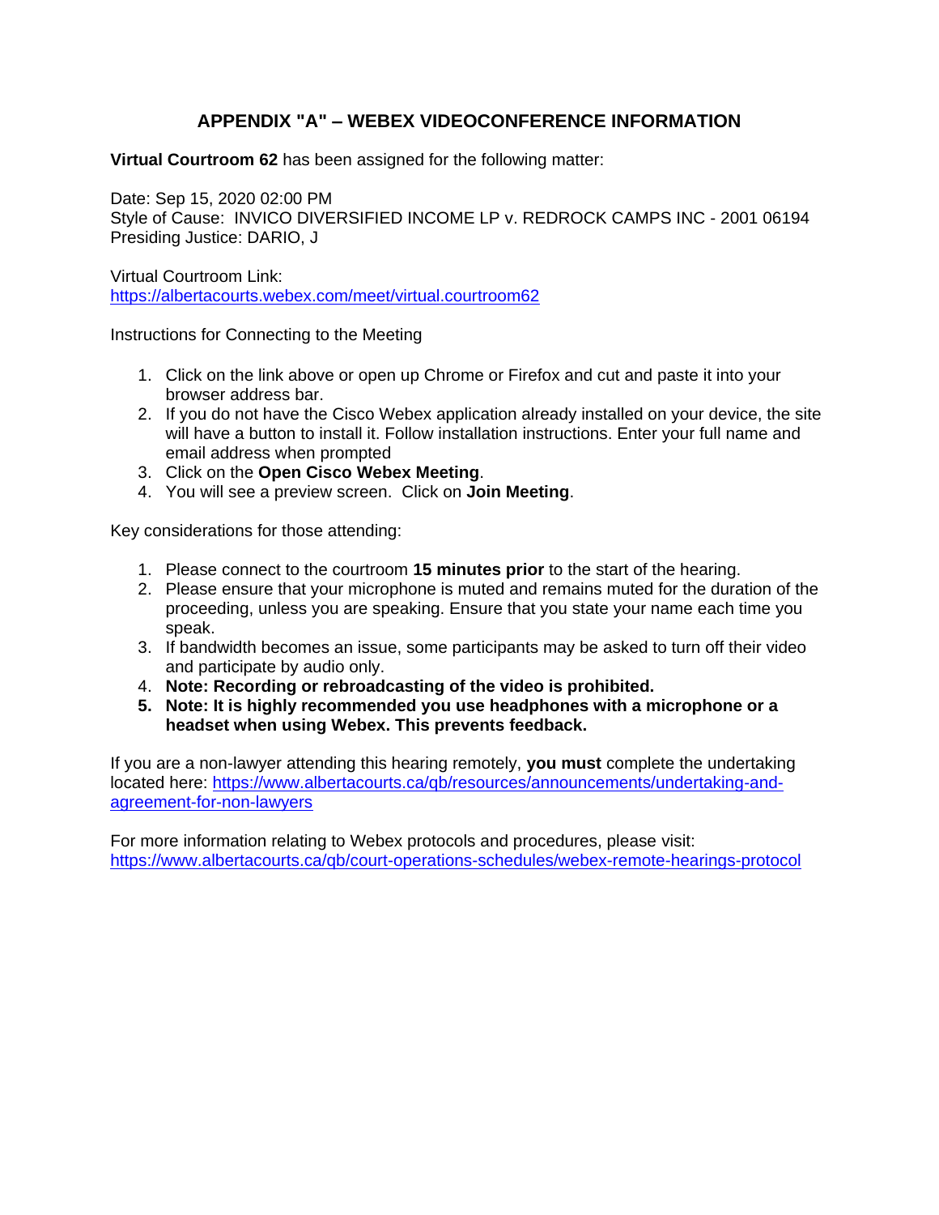# APPENDIX "A" – WEBEX VIDEOCONFERENCE INFORMATION

**Virtual Courtroom 62** has been assigned for the following matter:

Date: Sep 15, 2020 02:00 PM
Style of Cause: INVICO DIVERSIFIED INCOME LP v. REDROCK CAMPS INC - 2001 06194
Presiding Justice: DARIO, J

Virtual Courtroom Link:
https://albertacourts.webex.com/meet/virtual.courtroom62

Instructions for Connecting to the Meeting

1. Click on the link above or open up Chrome or Firefox and cut and paste it into your browser address bar.
2. If you do not have the Cisco Webex application already installed on your device, the site will have a button to install it. Follow installation instructions. Enter your full name and email address when prompted
3. Click on the **Open Cisco Webex Meeting**.
4. You will see a preview screen. Click on **Join Meeting**.

Key considerations for those attending:

1. Please connect to the courtroom **15 minutes prior** to the start of the hearing.
2. Please ensure that your microphone is muted and remains muted for the duration of the proceeding, unless you are speaking. Ensure that you state your name each time you speak.
3. If bandwidth becomes an issue, some participants may be asked to turn off their video and participate by audio only.
4. **Note: Recording or rebroadcasting of the video is prohibited.**
5. **Note: It is highly recommended you use headphones with a microphone or a headset when using Webex. This prevents feedback.**

If you are a non-lawyer attending this hearing remotely, **you must** complete the undertaking located here: https://www.albertacourts.ca/qb/resources/announcements/undertaking-and-agreement-for-non-lawyers

For more information relating to Webex protocols and procedures, please visit: https://www.albertacourts.ca/qb/court-operations-schedules/webex-remote-hearings-protocol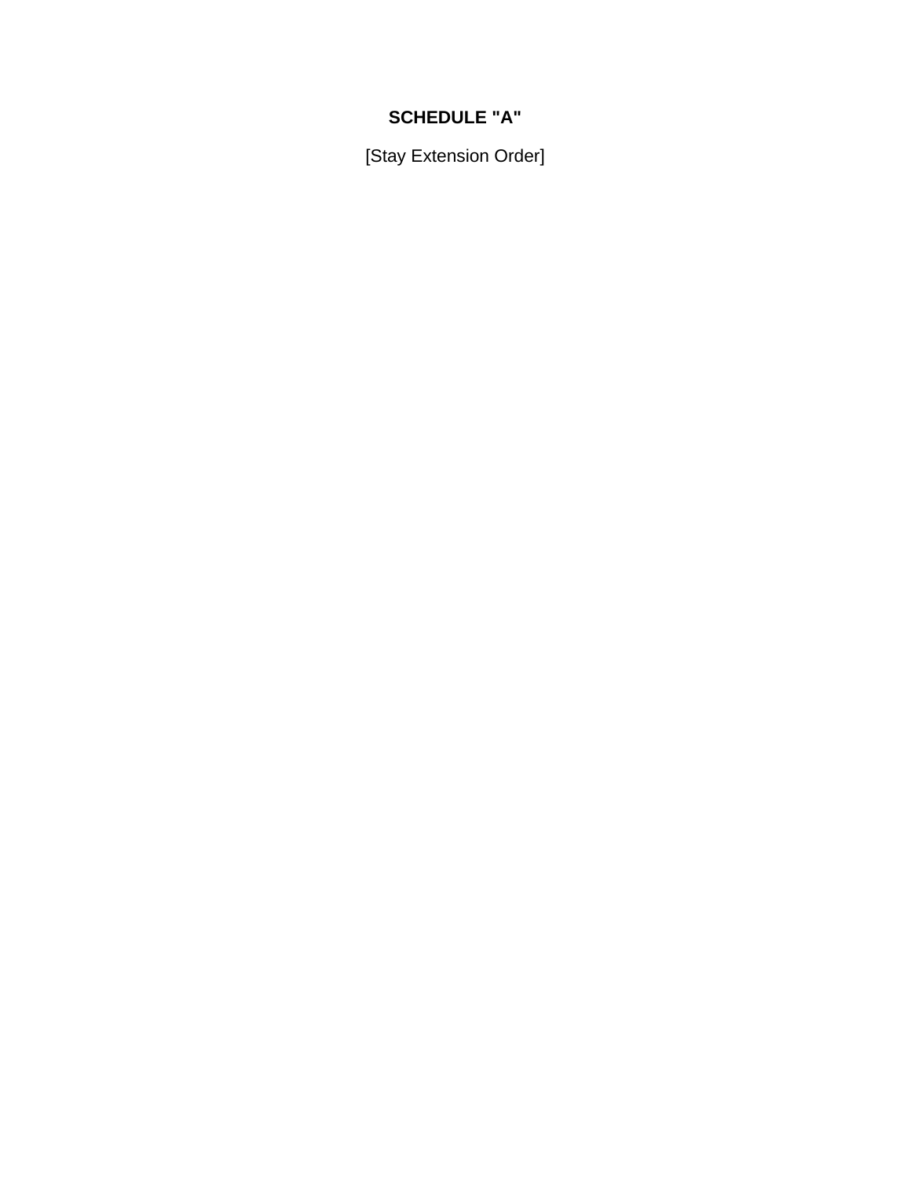**SCHEDULE "A"**

[Stay Extension Order]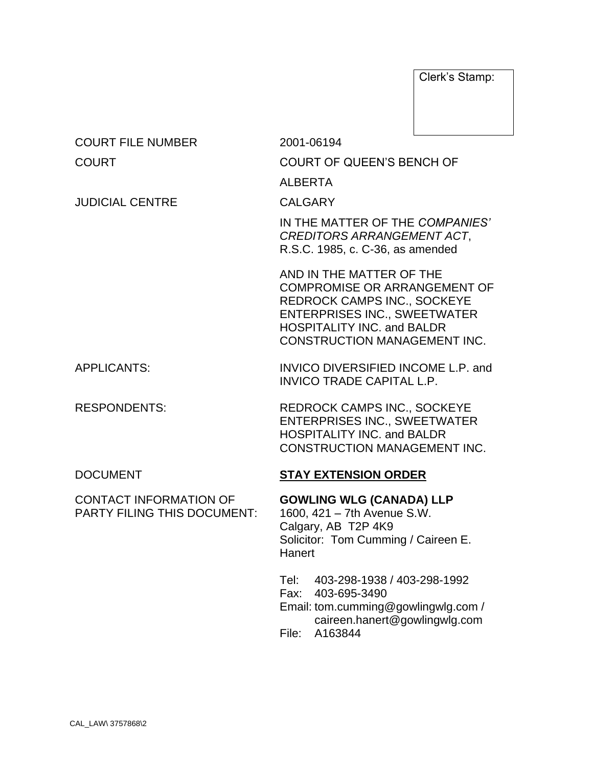Clerk's Stamp:

| | |
|---|---|
| COURT FILE NUMBER | 2001-06194 |
| COURT | COURT OF QUEEN'S BENCH OF ALBERTA |
| JUDICIAL CENTRE | CALGARY |
| | IN THE MATTER OF THE *COMPANIES' CREDITORS ARRANGEMENT ACT*, R.S.C. 1985, c. C-36, as amended<br><br>AND IN THE MATTER OF THE COMPROMISE OR ARRANGEMENT OF REDROCK CAMPS INC., SOCKEYE ENTERPRISES INC., SWEETWATER HOSPITALITY INC. and BALDR CONSTRUCTION MANAGEMENT INC. |
| APPLICANTS: | INVICO DIVERSIFIED INCOME L.P. and INVICO TRADE CAPITAL L.P. |
| RESPONDENTS: | REDROCK CAMPS INC., SOCKEYE ENTERPRISES INC., SWEETWATER HOSPITALITY INC. and BALDR CONSTRUCTION MANAGEMENT INC. |
| DOCUMENT | **STAY EXTENSION ORDER** |
| CONTACT INFORMATION OF PARTY FILING THIS DOCUMENT: | **GOWLING WLG (CANADA) LLP**<br>1600, 421 – 7th Avenue S.W.<br>Calgary, AB T2P 4K9<br>Solicitor: Tom Cumming / Caireen E. Hanert<br><br>Tel: 403-298-1938 / 403-298-1992<br>Fax: 403-695-3490<br>Email: tom.cumming@gowlingwlg.com / caireen.hanert@gowlingwlg.com<br>File: A163844 |

CAL_LAW\ 3757868\2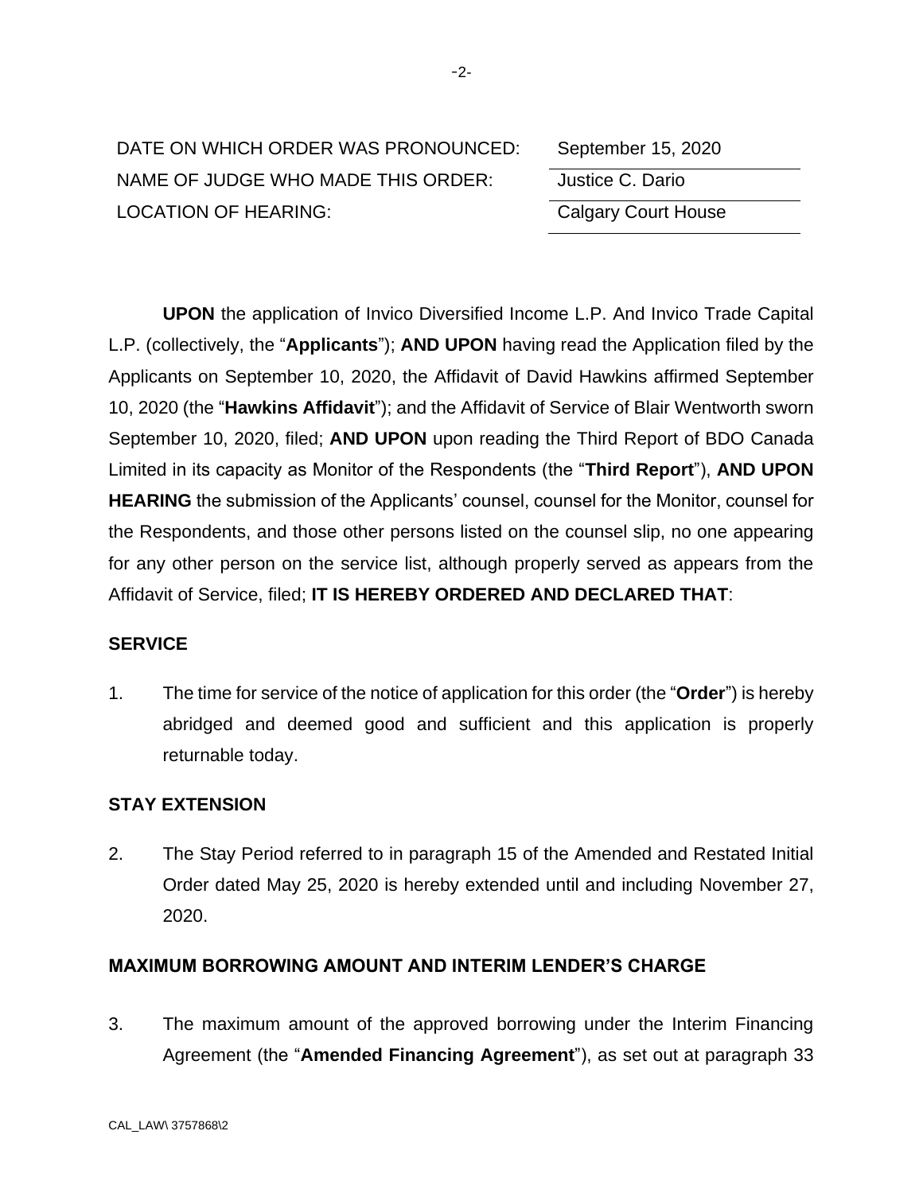| | |
|---|---|
| DATE ON WHICH ORDER WAS PRONOUNCED: | September 15, 2020 |
| NAME OF JUDGE WHO MADE THIS ORDER: | Justice C. Dario |
| LOCATION OF HEARING: | Calgary Court House |

**UPON** the application of Invico Diversified Income L.P. And Invico Trade Capital L.P. (collectively, the "**Applicants**"); **AND UPON** having read the Application filed by the Applicants on September 10, 2020, the Affidavit of David Hawkins affirmed September 10, 2020 (the "**Hawkins Affidavit**"); and the Affidavit of Service of Blair Wentworth sworn September 10, 2020, filed; **AND UPON** upon reading the Third Report of BDO Canada Limited in its capacity as Monitor of the Respondents (the "**Third Report**"), **AND UPON HEARING** the submission of the Applicants' counsel, counsel for the Monitor, counsel for the Respondents, and those other persons listed on the counsel slip, no one appearing for any other person on the service list, although properly served as appears from the Affidavit of Service, filed; **IT IS HEREBY ORDERED AND DECLARED THAT**:

## SERVICE

1. The time for service of the notice of application for this order (the "**Order**") is hereby abridged and deemed good and sufficient and this application is properly returnable today.

## STAY EXTENSION

2. The Stay Period referred to in paragraph 15 of the Amended and Restated Initial Order dated May 25, 2020 is hereby extended until and including November 27, 2020.

## MAXIMUM BORROWING AMOUNT AND INTERIM LENDER'S CHARGE

3. The maximum amount of the approved borrowing under the Interim Financing Agreement (the "**Amended Financing Agreement**"), as set out at paragraph 33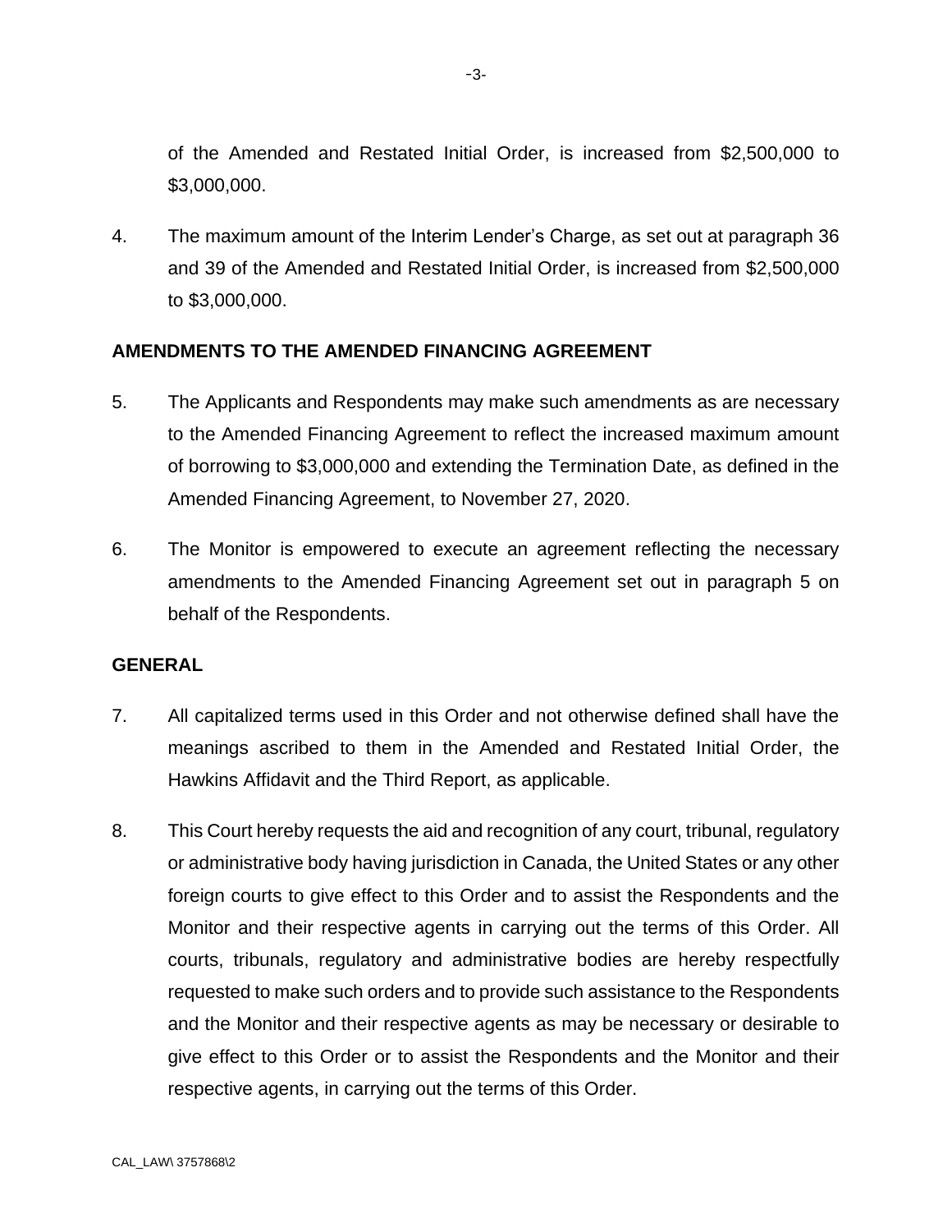of the Amended and Restated Initial Order, is increased from $2,500,000 to $3,000,000.

4. The maximum amount of the Interim Lender's Charge, as set out at paragraph 36 and 39 of the Amended and Restated Initial Order, is increased from $2,500,000 to $3,000,000.

**AMENDMENTS TO THE AMENDED FINANCING AGREEMENT**

5. The Applicants and Respondents may make such amendments as are necessary to the Amended Financing Agreement to reflect the increased maximum amount of borrowing to $3,000,000 and extending the Termination Date, as defined in the Amended Financing Agreement, to November 27, 2020.

6. The Monitor is empowered to execute an agreement reflecting the necessary amendments to the Amended Financing Agreement set out in paragraph 5 on behalf of the Respondents.

**GENERAL**

7. All capitalized terms used in this Order and not otherwise defined shall have the meanings ascribed to them in the Amended and Restated Initial Order, the Hawkins Affidavit and the Third Report, as applicable.

8. This Court hereby requests the aid and recognition of any court, tribunal, regulatory or administrative body having jurisdiction in Canada, the United States or any other foreign courts to give effect to this Order and to assist the Respondents and the Monitor and their respective agents in carrying out the terms of this Order. All courts, tribunals, regulatory and administrative bodies are hereby respectfully requested to make such orders and to provide such assistance to the Respondents and the Monitor and their respective agents as may be necessary or desirable to give effect to this Order or to assist the Respondents and the Monitor and their respective agents, in carrying out the terms of this Order.

CAL_LAW\ 3757868\2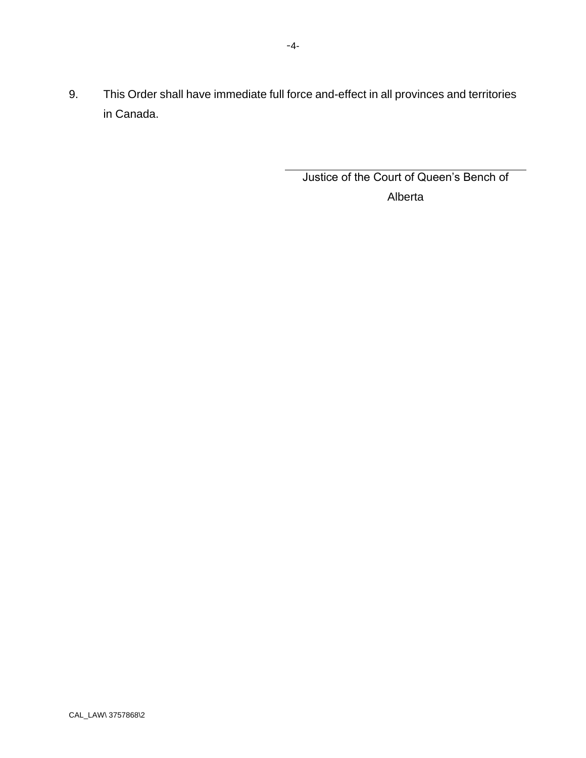9. This Order shall have immediate full force and-effect in all provinces and territories in Canada.

\_\_\_\_\_\_\_\_\_\_\_\_\_\_\_\_\_\_\_\_\_\_\_\_\_\_\_\_\_\_\_\_\_\_\_\_\_\_\_\_

Justice of the Court of Queen's Bench of Alberta

CAL_LAW\ 3757868\2